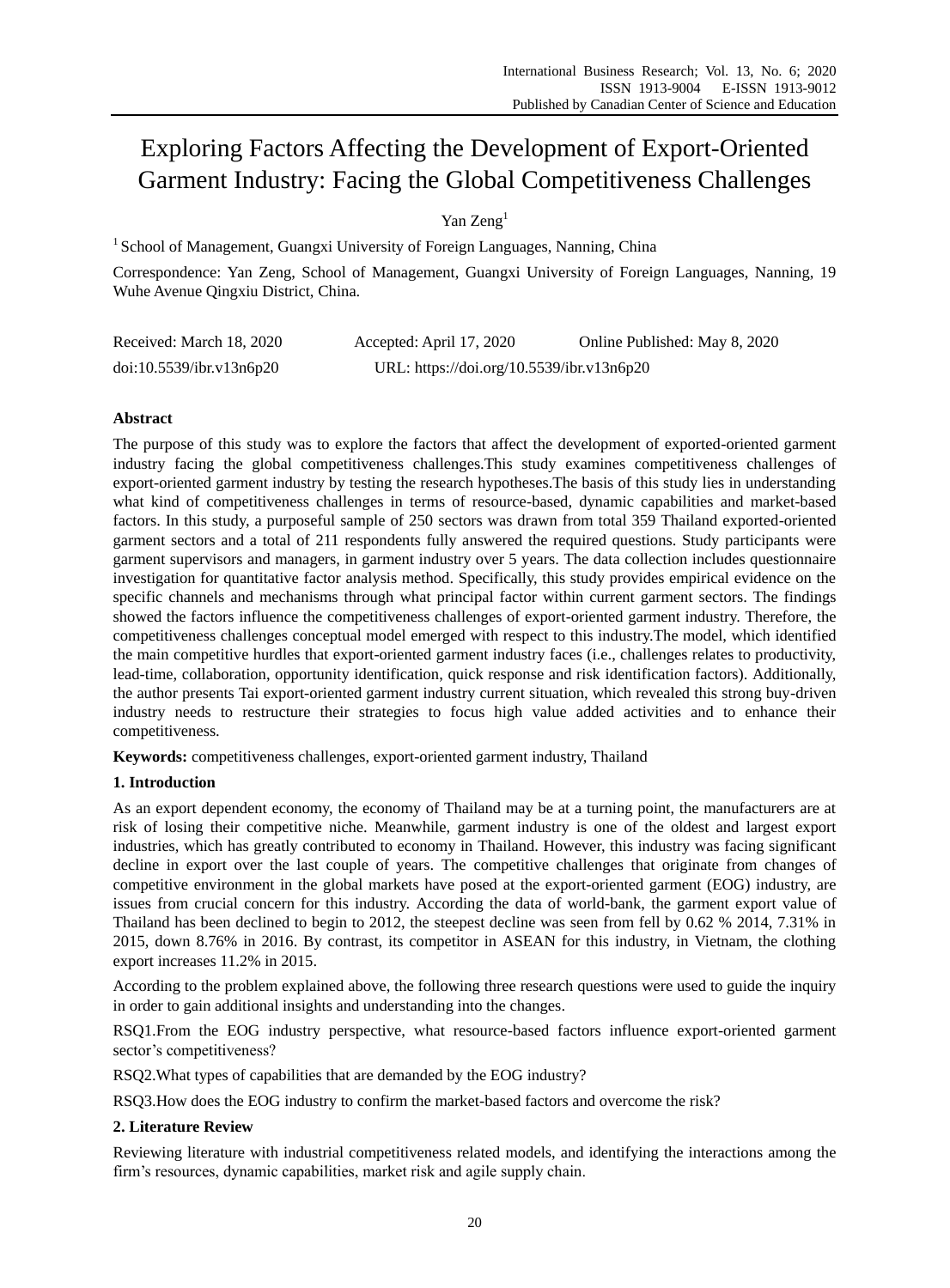# Exploring Factors Affecting the Development of Export-Oriented Garment Industry: Facing the Global Competitiveness Challenges

Yan Zeng[1]

[1] School of Management, Guangxi University of Foreign Languages, Nanning, China

Correspondence: Yan Zeng, School of Management, Guangxi University of Foreign Languages, Nanning, 19 Wuhe Avenue Qingxiu District, China.

Received: March 18, 2020 Accepted: April 17, 2020 Online Published: May 8, 2020

doi:10.5539/ibr.v13n6p20 URL: https://doi.org/10.5539/ibr.v13n6p20

## Abstract

The purpose of this study was to explore the factors that affect the development of exported-oriented garment industry facing the global competitiveness challenges.This study examines competitiveness challenges of export-oriented garment industry by testing the research hypotheses.The basis of this study lies in understanding what kind of competitiveness challenges in terms of resource-based, dynamic capabilities and market-based factors. In this study, a purposeful sample of 250 sectors was drawn from total 359 Thailand exported-oriented garment sectors and a total of 211 respondents fully answered the required questions. Study participants were garment supervisors and managers, in garment industry over 5 years. The data collection includes questionnaire investigation for quantitative factor analysis method. Specifically, this study provides empirical evidence on the specific channels and mechanisms through what principal factor within current garment sectors. The findings showed the factors influence the competitiveness challenges of export-oriented garment industry. Therefore, the competitiveness challenges conceptual model emerged with respect to this industry.The model, which identified the main competitive hurdles that export-oriented garment industry faces (i.e., challenges relates to productivity, lead-time, collaboration, opportunity identification, quick response and risk identification factors). Additionally, the author presents Tai export-oriented garment industry current situation, which revealed this strong buy-driven industry needs to restructure their strategies to focus high value added activities and to enhance their competitiveness.

**Keywords:** competitiveness challenges, export-oriented garment industry, Thailand

## 1. Introduction

As an export dependent economy, the economy of Thailand may be at a turning point, the manufacturers are at risk of losing their competitive niche. Meanwhile, garment industry is one of the oldest and largest export industries, which has greatly contributed to economy in Thailand. However, this industry was facing significant decline in export over the last couple of years. The competitive challenges that originate from changes of competitive environment in the global markets have posed at the export-oriented garment (EOG) industry, are issues from crucial concern for this industry. According the data of world-bank, the garment export value of Thailand has been declined to begin to 2012, the steepest decline was seen from fell by 0.62 % 2014, 7.31% in 2015, down 8.76% in 2016. By contrast, its competitor in ASEAN for this industry, in Vietnam, the clothing export increases 11.2% in 2015.

According to the problem explained above, the following three research questions were used to guide the inquiry in order to gain additional insights and understanding into the changes.

RSQ1.From the EOG industry perspective, what resource-based factors influence export-oriented garment sector's competitiveness?

RSQ2.What types of capabilities that are demanded by the EOG industry?

RSQ3.How does the EOG industry to confirm the market-based factors and overcome the risk?

## 2. Literature Review

Reviewing literature with industrial competitiveness related models, and identifying the interactions among the firm's resources, dynamic capabilities, market risk and agile supply chain.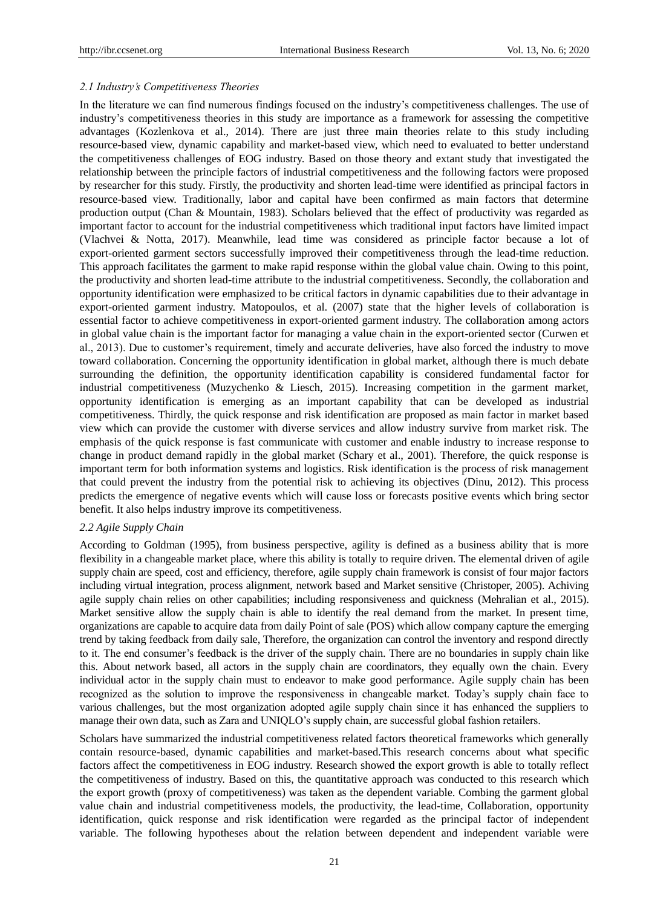### *2.1 Industry's Competitiveness Theories*

In the literature we can find numerous findings focused on the industry's competitiveness challenges. The use of industry's competitiveness theories in this study are importance as a framework for assessing the competitive advantages (Kozlenkova et al., 2014). There are just three main theories relate to this study including resource-based view, dynamic capability and market-based view, which need to evaluated to better understand the competitiveness challenges of EOG industry. Based on those theory and extant study that investigated the relationship between the principle factors of industrial competitiveness and the following factors were proposed by researcher for this study. Firstly, the productivity and shorten lead-time were identified as principal factors in resource-based view. Traditionally, labor and capital have been confirmed as main factors that determine production output (Chan & Mountain, 1983). Scholars believed that the effect of productivity was regarded as important factor to account for the industrial competitiveness which traditional input factors have limited impact (Vlachvei & Notta, 2017). Meanwhile, lead time was considered as principle factor because a lot of export-oriented garment sectors successfully improved their competitiveness through the lead-time reduction. This approach facilitates the garment to make rapid response within the global value chain. Owing to this point, the productivity and shorten lead-time attribute to the industrial competitiveness. Secondly, the collaboration and opportunity identification were emphasized to be critical factors in dynamic capabilities due to their advantage in export-oriented garment industry. Matopoulos, et al. (2007) state that the higher levels of collaboration is essential factor to achieve competitiveness in export-oriented garment industry. The collaboration among actors in global value chain is the important factor for managing a value chain in the export-oriented sector (Curwen et al., 2013). Due to customer's requirement, timely and accurate deliveries, have also forced the industry to move toward collaboration. Concerning the opportunity identification in global market, although there is much debate surrounding the definition, the opportunity identification capability is considered fundamental factor for industrial competitiveness (Muzychenko & Liesch, 2015). Increasing competition in the garment market, opportunity identification is emerging as an important capability that can be developed as industrial competitiveness. Thirdly, the quick response and risk identification are proposed as main factor in market based view which can provide the customer with diverse services and allow industry survive from market risk. The emphasis of the quick response is fast communicate with customer and enable industry to increase response to change in product demand rapidly in the global market (Schary et al., 2001). Therefore, the quick response is important term for both information systems and logistics. Risk identification is the process of risk management that could prevent the industry from the potential risk to achieving its objectives (Dinu, 2012). This process predicts the emergence of negative events which will cause loss or forecasts positive events which bring sector benefit. It also helps industry improve its competitiveness.

### *2.2 Agile Supply Chain*

According to Goldman (1995), from business perspective, agility is defined as a business ability that is more flexibility in a changeable market place, where this ability is totally to require driven. The elemental driven of agile supply chain are speed, cost and efficiency, therefore, agile supply chain framework is consist of four major factors including virtual integration, process alignment, network based and Market sensitive (Christoper, 2005). Achiving agile supply chain relies on other capabilities; including responsiveness and quickness (Mehralian et al., 2015). Market sensitive allow the supply chain is able to identify the real demand from the market. In present time, organizations are capable to acquire data from daily Point of sale (POS) which allow company capture the emerging trend by taking feedback from daily sale, Therefore, the organization can control the inventory and respond directly to it. The end consumer's feedback is the driver of the supply chain. There are no boundaries in supply chain like this. About network based, all actors in the supply chain are coordinators, they equally own the chain. Every individual actor in the supply chain must to endeavor to make good performance. Agile supply chain has been recognized as the solution to improve the responsiveness in changeable market. Today's supply chain face to various challenges, but the most organization adopted agile supply chain since it has enhanced the suppliers to manage their own data, such as Zara and UNIQLO's supply chain, are successful global fashion retailers.

Scholars have summarized the industrial competitiveness related factors theoretical frameworks which generally contain resource-based, dynamic capabilities and market-based.This research concerns about what specific factors affect the competitiveness in EOG industry. Research showed the export growth is able to totally reflect the competitiveness of industry. Based on this, the quantitative approach was conducted to this research which the export growth (proxy of competitiveness) was taken as the dependent variable. Combing the garment global value chain and industrial competitiveness models, the productivity, the lead-time, Collaboration, opportunity identification, quick response and risk identification were regarded as the principal factor of independent variable. The following hypotheses about the relation between dependent and independent variable were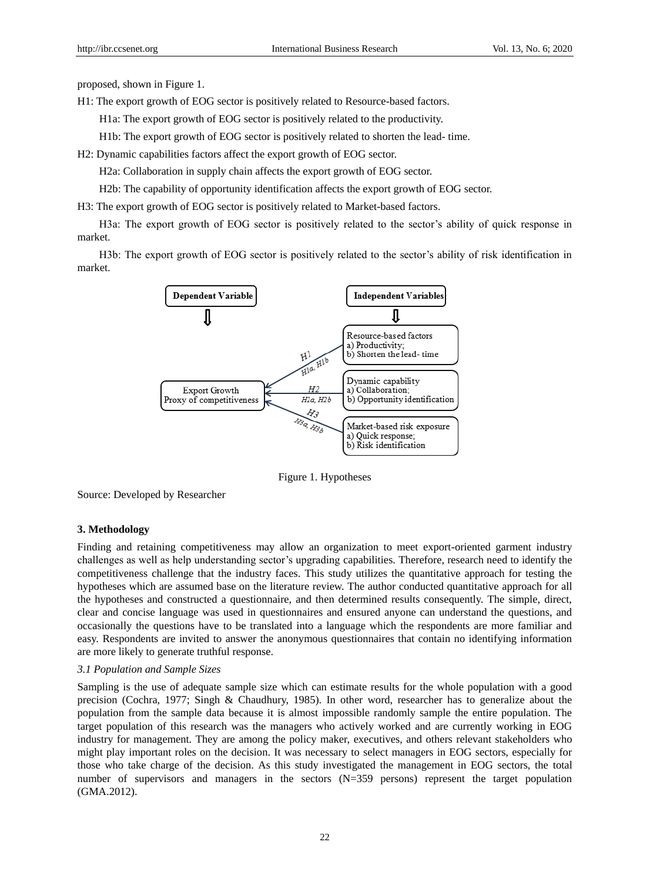proposed, shown in Figure 1.

H1: The export growth of EOG sector is positively related to Resource-based factors.

H1a: The export growth of EOG sector is positively related to the productivity.

H1b: The export growth of EOG sector is positively related to shorten the lead- time.

H2: Dynamic capabilities factors affect the export growth of EOG sector.

H2a: Collaboration in supply chain affects the export growth of EOG sector.

H2b: The capability of opportunity identification affects the export growth of EOG sector.

H3: The export growth of EOG sector is positively related to Market-based factors.

H3a: The export growth of EOG sector is positively related to the sector's ability of quick response in market.

H3b: The export growth of EOG sector is positively related to the sector's ability of risk identification in market.

Dependent Variable

Independent Variables

Export Growth
Proxy of competitiveness

Resource-based factors
a) Productivity;
b) Shorten the lead- time

Dynamic capability
a) Collaboration;
b) Opportunity identification

Market-based risk exposure
a) Quick response;
b) Risk identification

H1 H1a, H1b

H2 H2a, H2b

H3 H3a, H3b

Figure 1. Hypotheses

Source: Developed by Researcher

### 3. Methodology

Finding and retaining competitiveness may allow an organization to meet export-oriented garment industry challenges as well as help understanding sector's upgrading capabilities. Therefore, research need to identify the competitiveness challenge that the industry faces. This study utilizes the quantitative approach for testing the hypotheses which are assumed base on the literature review. The author conducted quantitative approach for all the hypotheses and constructed a questionnaire, and then determined results consequently. The simple, direct, clear and concise language was used in questionnaires and ensured anyone can understand the questions, and occasionally the questions have to be translated into a language which the respondents are more familiar and easy. Respondents are invited to answer the anonymous questionnaires that contain no identifying information are more likely to generate truthful response.

#### *3.1 Population and Sample Sizes*

Sampling is the use of adequate sample size which can estimate results for the whole population with a good precision (Cochra, 1977; Singh & Chaudhury, 1985). In other word, researcher has to generalize about the population from the sample data because it is almost impossible randomly sample the entire population. The target population of this research was the managers who actively worked and are currently working in EOG industry for management. They are among the policy maker, executives, and others relevant stakeholders who might play important roles on the decision. It was necessary to select managers in EOG sectors, especially for those who take charge of the decision. As this study investigated the management in EOG sectors, the total number of supervisors and managers in the sectors (N=359 persons) represent the target population (GMA.2012).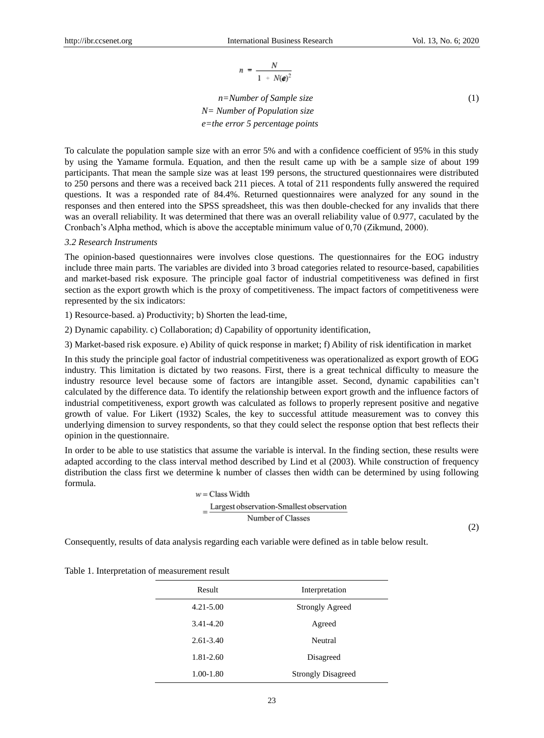$$n = \frac{N}{1 + N(e)^2}$$

*n=Number of Sample size* (1)

*N= Number of Population size*

*e=the error 5 percentage points*

To calculate the population sample size with an error 5% and with a confidence coefficient of 95% in this study by using the Yamame formula. Equation, and then the result came up with be a sample size of about 199 participants. That mean the sample size was at least 199 persons, the structured questionnaires were distributed to 250 persons and there was a received back 211 pieces. A total of 211 respondents fully answered the required questions. It was a responded rate of 84.4%. Returned questionnaires were analyzed for any sound in the responses and then entered into the SPSS spreadsheet, this was then double-checked for any invalids that there was an overall reliability. It was determined that there was an overall reliability value of 0.977, caculated by the Cronbach's Alpha method, which is above the acceptable minimum value of 0,70 (Zikmund, 2000).

### *3.2 Research Instruments*

The opinion-based questionnaires were involves close questions. The questionnaires for the EOG industry include three main parts. The variables are divided into 3 broad categories related to resource-based, capabilities and market-based risk exposure. The principle goal factor of industrial competitiveness was defined in first section as the export growth which is the proxy of competitiveness. The impact factors of competitiveness were represented by the six indicators:

1) Resource-based. a) Productivity; b) Shorten the lead-time,

2) Dynamic capability. c) Collaboration; d) Capability of opportunity identification,

3) Market-based risk exposure. e) Ability of quick response in market; f) Ability of risk identification in market

In this study the principle goal factor of industrial competitiveness was operationalized as export growth of EOG industry. This limitation is dictated by two reasons. First, there is a great technical difficulty to measure the industry resource level because some of factors are intangible asset. Second, dynamic capabilities can't calculated by the difference data. To identify the relationship between export growth and the influence factors of industrial competitiveness, export growth was calculated as follows to properly represent positive and negative growth of value. For Likert (1932) Scales, the key to successful attitude measurement was to convey this underlying dimension to survey respondents, so that they could select the response option that best reflects their opinion in the questionnaire.

In order to be able to use statistics that assume the variable is interval. In the finding section, these results were adapted according to the class interval method described by Lind et al (2003). While construction of frequency distribution the class first we determine k number of classes then width can be determined by using following formula.

$$w = \text{Class Width} = \frac{\text{Largest observation-Smallest observation}}{\text{Number of Classes}} \quad (2)$$

Consequently, results of data analysis regarding each variable were defined as in table below result.

Table 1. Interpretation of measurement result

| Result | Interpretation |
|---|---|
| 4.21-5.00 | Strongly Agreed |
| 3.41-4.20 | Agreed |
| 2.61-3.40 | Neutral |
| 1.81-2.60 | Disagreed |
| 1.00-1.80 | Strongly Disagreed |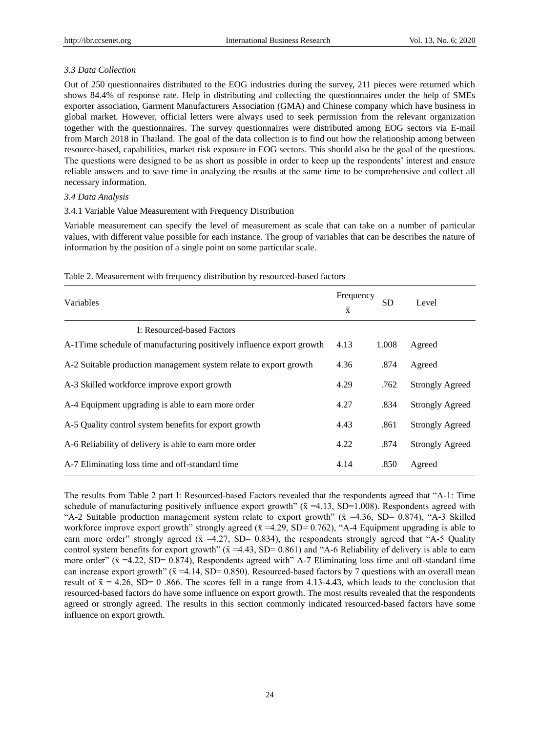### *3.3 Data Collection*

Out of 250 questionnaires distributed to the EOG industries during the survey, 211 pieces were returned which shows 84.4% of response rate. Help in distributing and collecting the questionnaires under the help of SMEs exporter association, Garment Manufacturers Association (GMA) and Chinese company which have business in global market. However, official letters were always used to seek permission from the relevant organization together with the questionnaires. The survey questionnaires were distributed among EOG sectors via E-mail from March 2018 in Thailand. The goal of the data collection is to find out how the relationship among between resource-based, capabilities, market risk exposure in EOG sectors. This should also be the goal of the questions. The questions were designed to be as short as possible in order to keep up the respondents' interest and ensure reliable answers and to save time in analyzing the results at the same time to be comprehensive and collect all necessary information.

### *3.4 Data Analysis*

#### 3.4.1 Variable Value Measurement with Frequency Distribution

Variable measurement can specify the level of measurement as scale that can take on a number of particular values, with different value possible for each instance. The group of variables that can be describes the nature of information by the position of a single point on some particular scale.

Table 2. Measurement with frequency distribution by resourced-based factors

| Variables | Frequency $\bar{x}$ | SD | Level |
|---|---|---|---|
| I: Resourced-based Factors | | | |
| A-1Time schedule of manufacturing positively influence export growth | 4.13 | 1.008 | Agreed |
| A-2 Suitable production management system relate to export growth | 4.36 | .874 | Agreed |
| A-3 Skilled workforce improve export growth | 4.29 | .762 | Strongly Agreed |
| A-4 Equipment upgrading is able to earn more order | 4.27 | .834 | Strongly Agreed |
| A-5 Quality control system benefits for export growth | 4.43 | .861 | Strongly Agreed |
| A-6 Reliability of delivery is able to earn more order | 4.22 | .874 | Strongly Agreed |
| A-7 Eliminating loss time and off-standard time | 4.14 | .850 | Agreed |

The results from Table 2 part I: Resourced-based Factors revealed that the respondents agreed that "A-1: Time schedule of manufacturing positively influence export growth" ($\bar{x}$ =4.13, SD=1.008). Respondents agreed with "A-2 Suitable production management system relate to export growth" ($\bar{x}$ =4.36, SD= 0.874), "A-3 Skilled workforce improve export growth" strongly agreed ($\bar{x}$ =4.29, SD= 0.762), "A-4 Equipment upgrading is able to earn more order" strongly agreed ($\bar{x}$ =4.27, SD= 0.834), the respondents strongly agreed that "A-5 Quality control system benefits for export growth" ($\bar{x}$ =4.43, SD= 0.861) and "A-6 Reliability of delivery is able to earn more order" ($\bar{x}$ =4.22, SD= 0.874), Respondents agreed with" A-7 Eliminating loss time and off-standard time can increase export growth" ($\bar{x}$ =4.14, SD= 0.850). Resourced-based factors by 7 questions with an overall mean result of $\bar{x}$ = 4.26, SD= 0 .866. The scores fell in a range from 4.13-4.43, which leads to the conclusion that resourced-based factors do have some influence on export growth. The most results revealed that the respondents agreed or strongly agreed. The results in this section commonly indicated resourced-based factors have some influence on export growth.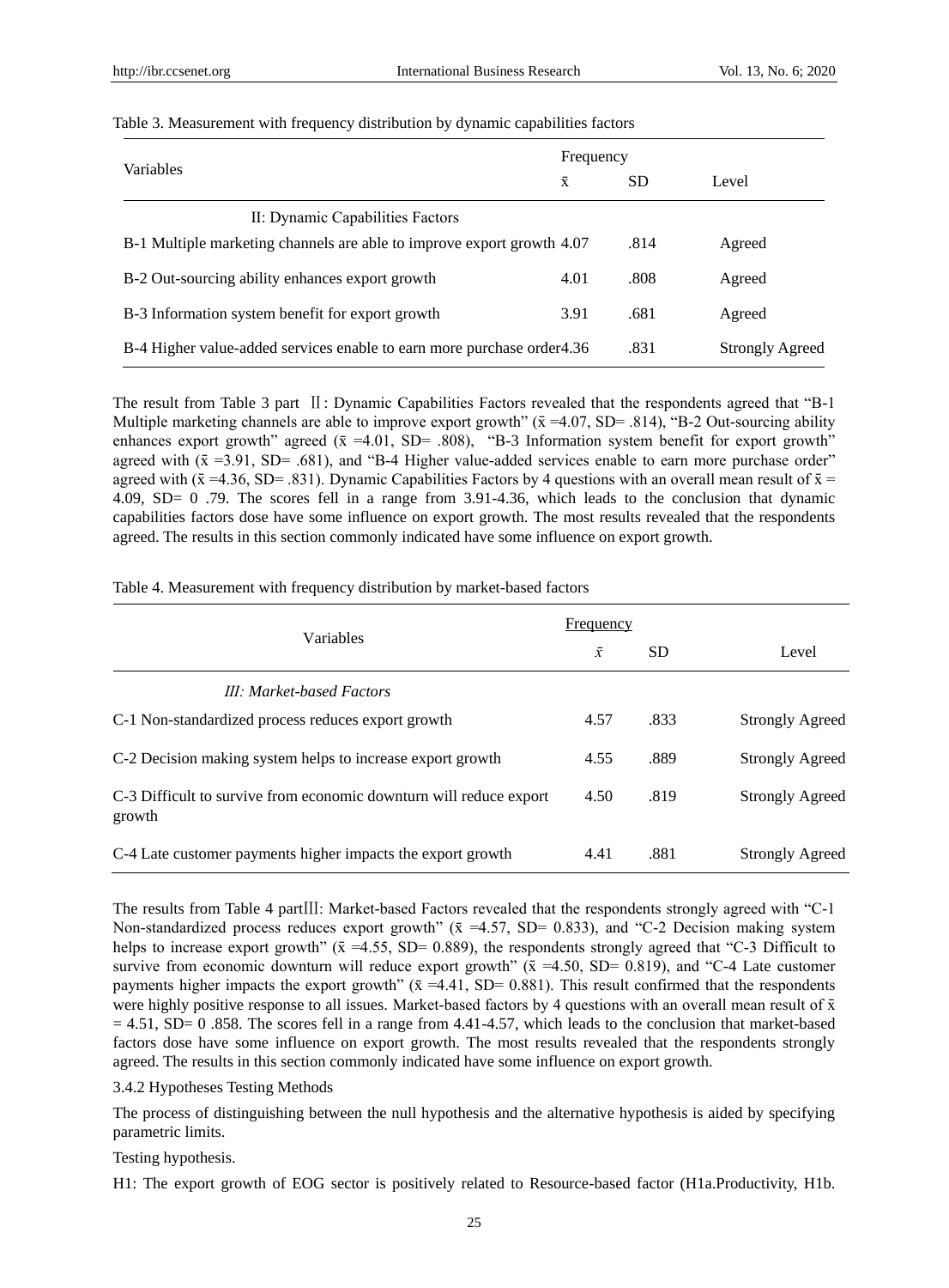Table 3. Measurement with frequency distribution by dynamic capabilities factors

| Variables | Frequency | | |
|---|---|---|---|
| | $\bar{x}$ | SD | Level |
| II: Dynamic Capabilities Factors | | | |
| B-1 Multiple marketing channels are able to improve export growth | 4.07 | .814 | Agreed |
| B-2 Out-sourcing ability enhances export growth | 4.01 | .808 | Agreed |
| B-3 Information system benefit for export growth | 3.91 | .681 | Agreed |
| B-4 Higher value-added services enable to earn more purchase order | 4.36 | .831 | Strongly Agreed |

The result from Table 3 part Ⅱ: Dynamic Capabilities Factors revealed that the respondents agreed that "B-1 Multiple marketing channels are able to improve export growth" ($\bar{x}$ =4.07, SD= .814), "B-2 Out-sourcing ability enhances export growth" agreed ($\bar{x}$ =4.01, SD= .808), "B-3 Information system benefit for export growth" agreed with ($\bar{x}$ =3.91, SD= .681), and "B-4 Higher value-added services enable to earn more purchase order" agreed with ($\bar{x}$ =4.36, SD= .831). Dynamic Capabilities Factors by 4 questions with an overall mean result of $\bar{x}$ = 4.09, SD= 0 .79. The scores fell in a range from 3.91-4.36, which leads to the conclusion that dynamic capabilities factors dose have some influence on export growth. The most results revealed that the respondents agreed. The results in this section commonly indicated have some influence on export growth.

Table 4. Measurement with frequency distribution by market-based factors

| Variables | Frequency | | |
|---|---|---|---|
| | $\bar{x}$ | SD | Level |
| *III: Market-based Factors* | | | |
| C-1 Non-standardized process reduces export growth | 4.57 | .833 | Strongly Agreed |
| C-2 Decision making system helps to increase export growth | 4.55 | .889 | Strongly Agreed |
| C-3 Difficult to survive from economic downturn will reduce export growth | 4.50 | .819 | Strongly Agreed |
| C-4 Late customer payments higher impacts the export growth | 4.41 | .881 | Strongly Agreed |

The results from Table 4 partⅢ: Market-based Factors revealed that the respondents strongly agreed with "C-1 Non-standardized process reduces export growth" ($\bar{x}$ =4.57, SD= 0.833), and "C-2 Decision making system helps to increase export growth" ($\bar{x}$ =4.55, SD= 0.889), the respondents strongly agreed that "C-3 Difficult to survive from economic downturn will reduce export growth" ($\bar{x}$ =4.50, SD= 0.819), and "C-4 Late customer payments higher impacts the export growth" ($\bar{x}$ =4.41, SD= 0.881). This result confirmed that the respondents were highly positive response to all issues. Market-based factors by 4 questions with an overall mean result of $\bar{x}$ = 4.51, SD= 0 .858. The scores fell in a range from 4.41-4.57, which leads to the conclusion that market-based factors dose have some influence on export growth. The most results revealed that the respondents strongly agreed. The results in this section commonly indicated have some influence on export growth.

3.4.2 Hypotheses Testing Methods

The process of distinguishing between the null hypothesis and the alternative hypothesis is aided by specifying parametric limits.

Testing hypothesis.

H1: The export growth of EOG sector is positively related to Resource-based factor (H1a.Productivity, H1b.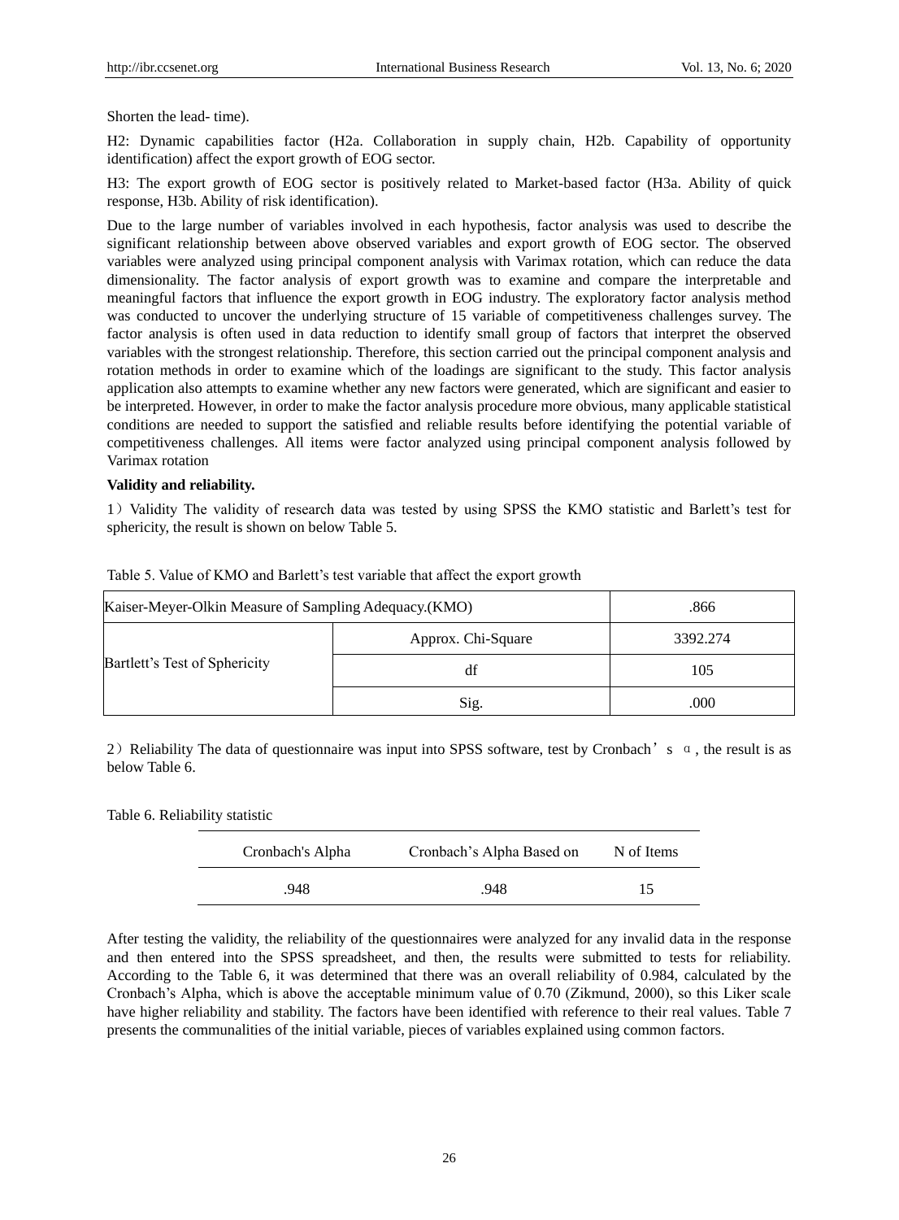Shorten the lead- time).

H2: Dynamic capabilities factor (H2a. Collaboration in supply chain, H2b. Capability of opportunity identification) affect the export growth of EOG sector.

H3: The export growth of EOG sector is positively related to Market-based factor (H3a. Ability of quick response, H3b. Ability of risk identification).

Due to the large number of variables involved in each hypothesis, factor analysis was used to describe the significant relationship between above observed variables and export growth of EOG sector. The observed variables were analyzed using principal component analysis with Varimax rotation, which can reduce the data dimensionality. The factor analysis of export growth was to examine and compare the interpretable and meaningful factors that influence the export growth in EOG industry. The exploratory factor analysis method was conducted to uncover the underlying structure of 15 variable of competitiveness challenges survey. The factor analysis is often used in data reduction to identify small group of factors that interpret the observed variables with the strongest relationship. Therefore, this section carried out the principal component analysis and rotation methods in order to examine which of the loadings are significant to the study. This factor analysis application also attempts to examine whether any new factors were generated, which are significant and easier to be interpreted. However, in order to make the factor analysis procedure more obvious, many applicable statistical conditions are needed to support the satisfied and reliable results before identifying the potential variable of competitiveness challenges. All items were factor analyzed using principal component analysis followed by Varimax rotation

**Validity and reliability.**

1）Validity The validity of research data was tested by using SPSS the KMO statistic and Barlett's test for sphericity, the result is shown on below Table 5.

Table 5. Value of KMO and Barlett's test variable that affect the export growth

| Kaiser-Meyer-Olkin Measure of Sampling Adequacy.(KMO) | | .866 |
|---|---|---|
| Bartlett's Test of Sphericity | Approx. Chi-Square | 3392.274 |
| | df | 105 |
| | Sig. | .000 |

2）Reliability The data of questionnaire was input into SPSS software, test by Cronbach's α, the result is as below Table 6.

Table 6. Reliability statistic

| Cronbach's Alpha | Cronbach's Alpha Based on | N of Items |
|---|---|---|
| .948 | .948 | 15 |

After testing the validity, the reliability of the questionnaires were analyzed for any invalid data in the response and then entered into the SPSS spreadsheet, and then, the results were submitted to tests for reliability. According to the Table 6, it was determined that there was an overall reliability of 0.984, calculated by the Cronbach's Alpha, which is above the acceptable minimum value of 0.70 (Zikmund, 2000), so this Liker scale have higher reliability and stability. The factors have been identified with reference to their real values. Table 7 presents the communalities of the initial variable, pieces of variables explained using common factors.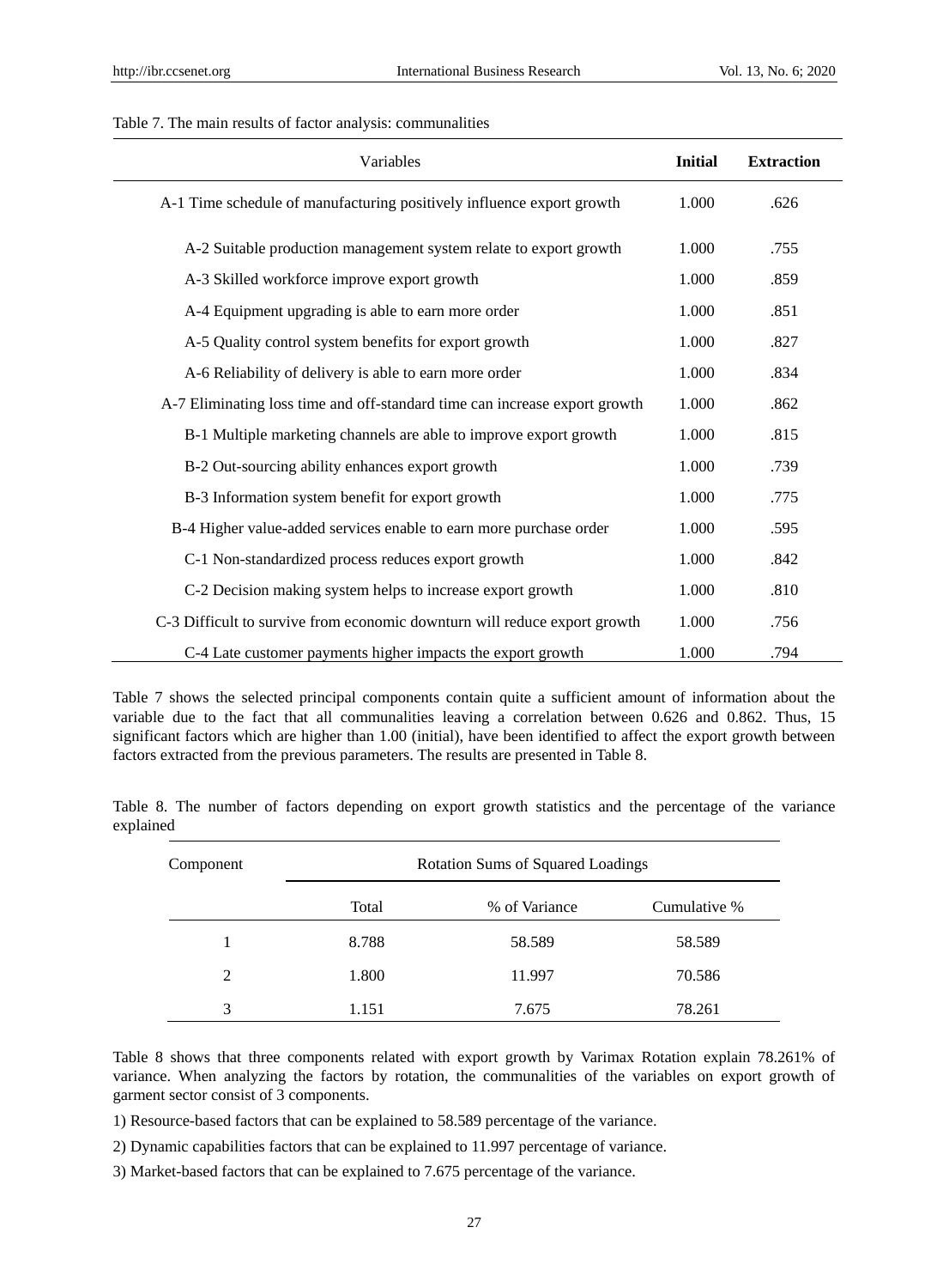Table 7. The main results of factor analysis: communalities

| Variables | **Initial** | **Extraction** |
|---|---|---|
| A-1 Time schedule of manufacturing positively influence export growth | 1.000 | .626 |
| A-2 Suitable production management system relate to export growth | 1.000 | .755 |
| A-3 Skilled workforce improve export growth | 1.000 | .859 |
| A-4 Equipment upgrading is able to earn more order | 1.000 | .851 |
| A-5 Quality control system benefits for export growth | 1.000 | .827 |
| A-6 Reliability of delivery is able to earn more order | 1.000 | .834 |
| A-7 Eliminating loss time and off-standard time can increase export growth | 1.000 | .862 |
| B-1 Multiple marketing channels are able to improve export growth | 1.000 | .815 |
| B-2 Out-sourcing ability enhances export growth | 1.000 | .739 |
| B-3 Information system benefit for export growth | 1.000 | .775 |
| B-4 Higher value-added services enable to earn more purchase order | 1.000 | .595 |
| C-1 Non-standardized process reduces export growth | 1.000 | .842 |
| C-2 Decision making system helps to increase export growth | 1.000 | .810 |
| C-3 Difficult to survive from economic downturn will reduce export growth | 1.000 | .756 |
| C-4 Late customer payments higher impacts the export growth | 1.000 | .794 |

Table 7 shows the selected principal components contain quite a sufficient amount of information about the variable due to the fact that all communalities leaving a correlation between 0.626 and 0.862. Thus, 15 significant factors which are higher than 1.00 (initial), have been identified to affect the export growth between factors extracted from the previous parameters. The results are presented in Table 8.

Table 8. The number of factors depending on export growth statistics and the percentage of the variance explained

| Component | Rotation Sums of Squared Loadings | | |
|---|---|---|---|
| | Total | % of Variance | Cumulative % |
| 1 | 8.788 | 58.589 | 58.589 |
| 2 | 1.800 | 11.997 | 70.586 |
| 3 | 1.151 | 7.675 | 78.261 |

Table 8 shows that three components related with export growth by Varimax Rotation explain 78.261% of variance. When analyzing the factors by rotation, the communalities of the variables on export growth of garment sector consist of 3 components.

1) Resource-based factors that can be explained to 58.589 percentage of the variance.

2) Dynamic capabilities factors that can be explained to 11.997 percentage of variance.

3) Market-based factors that can be explained to 7.675 percentage of the variance.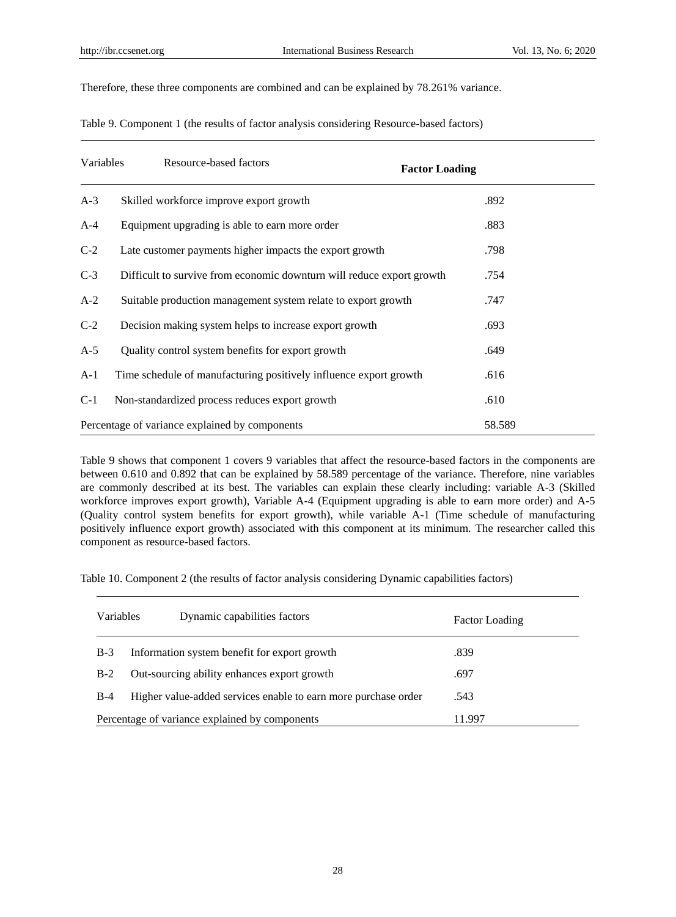Therefore, these three components are combined and can be explained by 78.261% variance.

Table 9. Component 1 (the results of factor analysis considering Resource-based factors)

| Variables | Resource-based factors | **Factor Loading** |
|---|---|---|
| A-3 | Skilled workforce improve export growth | .892 |
| A-4 | Equipment upgrading is able to earn more order | .883 |
| C-2 | Late customer payments higher impacts the export growth | .798 |
| C-3 | Difficult to survive from economic downturn will reduce export growth | .754 |
| A-2 | Suitable production management system relate to export growth | .747 |
| C-2 | Decision making system helps to increase export growth | .693 |
| A-5 | Quality control system benefits for export growth | .649 |
| A-1 | Time schedule of manufacturing positively influence export growth | .616 |
| C-1 | Non-standardized process reduces export growth | .610 |
| Percentage of variance explained by components | | 58.589 |

Table 9 shows that component 1 covers 9 variables that affect the resource-based factors in the components are between 0.610 and 0.892 that can be explained by 58.589 percentage of the variance. Therefore, nine variables are commonly described at its best. The variables can explain these clearly including: variable A-3 (Skilled workforce improves export growth), Variable A-4 (Equipment upgrading is able to earn more order) and A-5 (Quality control system benefits for export growth), while variable A-1 (Time schedule of manufacturing positively influence export growth) associated with this component at its minimum. The researcher called this component as resource-based factors.

Table 10. Component 2 (the results of factor analysis considering Dynamic capabilities factors)

| Variables | Dynamic capabilities factors | Factor Loading |
|---|---|---|
| B-3 | Information system benefit for export growth | .839 |
| B-2 | Out-sourcing ability enhances export growth | .697 |
| B-4 | Higher value-added services enable to earn more purchase order | .543 |
| Percentage of variance explained by components | | 11.997 |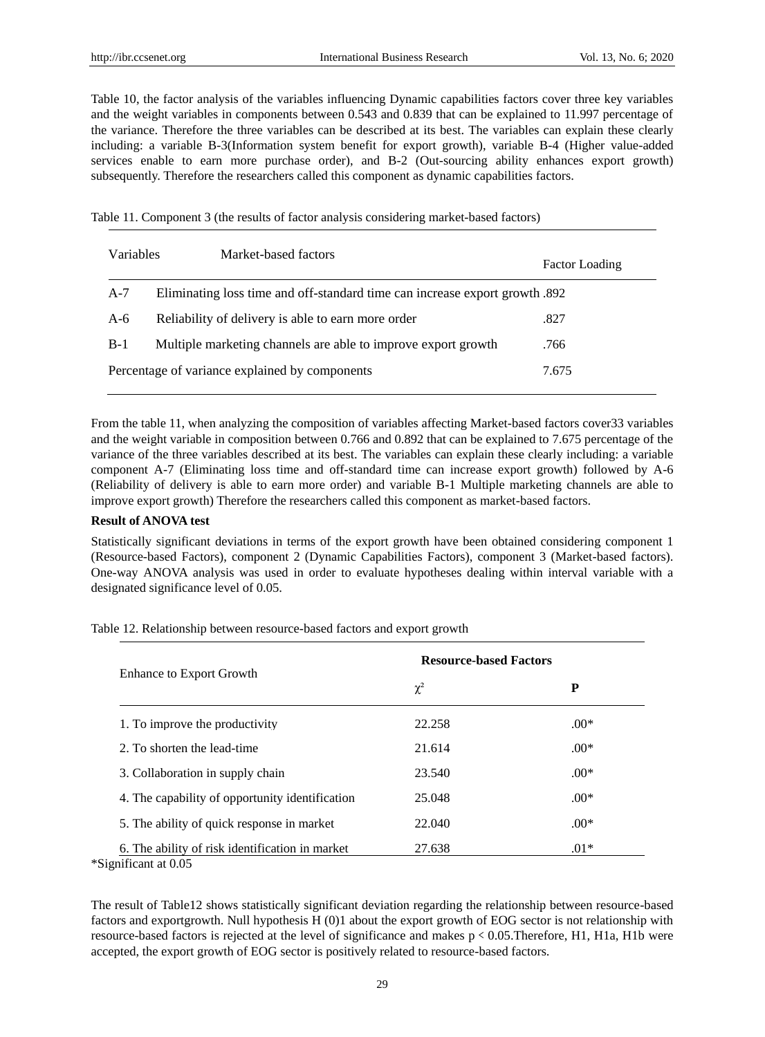Table 10, the factor analysis of the variables influencing Dynamic capabilities factors cover three key variables and the weight variables in components between 0.543 and 0.839 that can be explained to 11.997 percentage of the variance. Therefore the three variables can be described at its best. The variables can explain these clearly including: a variable B-3(Information system benefit for export growth), variable B-4 (Higher value-added services enable to earn more purchase order), and B-2 (Out-sourcing ability enhances export growth) subsequently. Therefore the researchers called this component as dynamic capabilities factors.

Table 11. Component 3 (the results of factor analysis considering market-based factors)

| Variables | Market-based factors | Factor Loading |
|---|---|---|
| A-7 | Eliminating loss time and off-standard time can increase export growth | .892 |
| A-6 | Reliability of delivery is able to earn more order | .827 |
| B-1 | Multiple marketing channels are able to improve export growth | .766 |
| Percentage of variance explained by components | | 7.675 |

From the table 11, when analyzing the composition of variables affecting Market-based factors cover33 variables and the weight variable in composition between 0.766 and 0.892 that can be explained to 7.675 percentage of the variance of the three variables described at its best. The variables can explain these clearly including: a variable component A-7 (Eliminating loss time and off-standard time can increase export growth) followed by A-6 (Reliability of delivery is able to earn more order) and variable B-1 Multiple marketing channels are able to improve export growth) Therefore the researchers called this component as market-based factors.

**Result of ANOVA test**

Statistically significant deviations in terms of the export growth have been obtained considering component 1 (Resource-based Factors), component 2 (Dynamic Capabilities Factors), component 3 (Market-based factors). One-way ANOVA analysis was used in order to evaluate hypotheses dealing within interval variable with a designated significance level of 0.05.

Table 12. Relationship between resource-based factors and export growth

| Enhance to Export Growth | **Resource-based Factors** | |
|---|---|---|
| | $\chi^2$ | **P** |
| 1. To improve the productivity | 22.258 | .00* |
| 2. To shorten the lead-time | 21.614 | .00* |
| 3. Collaboration in supply chain | 23.540 | .00* |
| 4. The capability of opportunity identification | 25.048 | .00* |
| 5. The ability of quick response in market | 22.040 | .00* |
| 6. The ability of risk identification in market | 27.638 | .01* |

*Significant at 0.05

The result of Table12 shows statistically significant deviation regarding the relationship between resource-based factors and exportgrowth. Null hypothesis H (0)1 about the export growth of EOG sector is not relationship with resource-based factors is rejected at the level of significance and makes $p < 0.05$.Therefore, H1, H1a, H1b were accepted, the export growth of EOG sector is positively related to resource-based factors.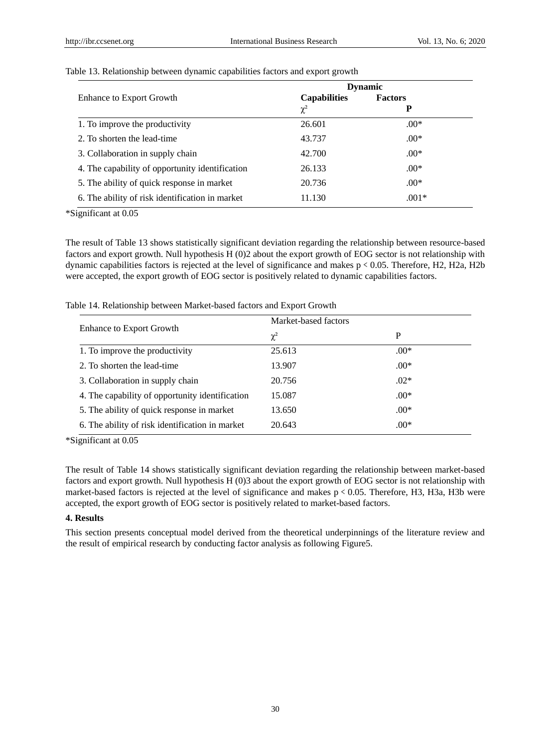Table 13. Relationship between dynamic capabilities factors and export growth

| Enhance to Export Growth | Dynamic Capabilities Factors | |
|---|---|---|
| | $\chi^2$ | **P** |
| 1. To improve the productivity | 26.601 | .00* |
| 2. To shorten the lead-time | 43.737 | .00* |
| 3. Collaboration in supply chain | 42.700 | .00* |
| 4. The capability of opportunity identification | 26.133 | .00* |
| 5. The ability of quick response in market | 20.736 | .00* |
| 6. The ability of risk identification in market | 11.130 | .001* |

*Significant at 0.05

The result of Table 13 shows statistically significant deviation regarding the relationship between resource-based factors and export growth. Null hypothesis H (0)2 about the export growth of EOG sector is not relationship with dynamic capabilities factors is rejected at the level of significance and makes $p < 0.05$. Therefore, H2, H2a, H2b were accepted, the export growth of EOG sector is positively related to dynamic capabilities factors.

Table 14. Relationship between Market-based factors and Export Growth

| Enhance to Export Growth | Market-based factors | |
|---|---|---|
| | $\chi^2$ | P |
| 1. To improve the productivity | 25.613 | .00* |
| 2. To shorten the lead-time | 13.907 | .00* |
| 3. Collaboration in supply chain | 20.756 | .02* |
| 4. The capability of opportunity identification | 15.087 | .00* |
| 5. The ability of quick response in market | 13.650 | .00* |
| 6. The ability of risk identification in market | 20.643 | .00* |

*Significant at 0.05

The result of Table 14 shows statistically significant deviation regarding the relationship between market-based factors and export growth. Null hypothesis H (0)3 about the export growth of EOG sector is not relationship with market-based factors is rejected at the level of significance and makes $p < 0.05$. Therefore, H3, H3a, H3b were accepted, the export growth of EOG sector is positively related to market-based factors.

## 4. Results

This section presents conceptual model derived from the theoretical underpinnings of the literature review and the result of empirical research by conducting factor analysis as following Figure5.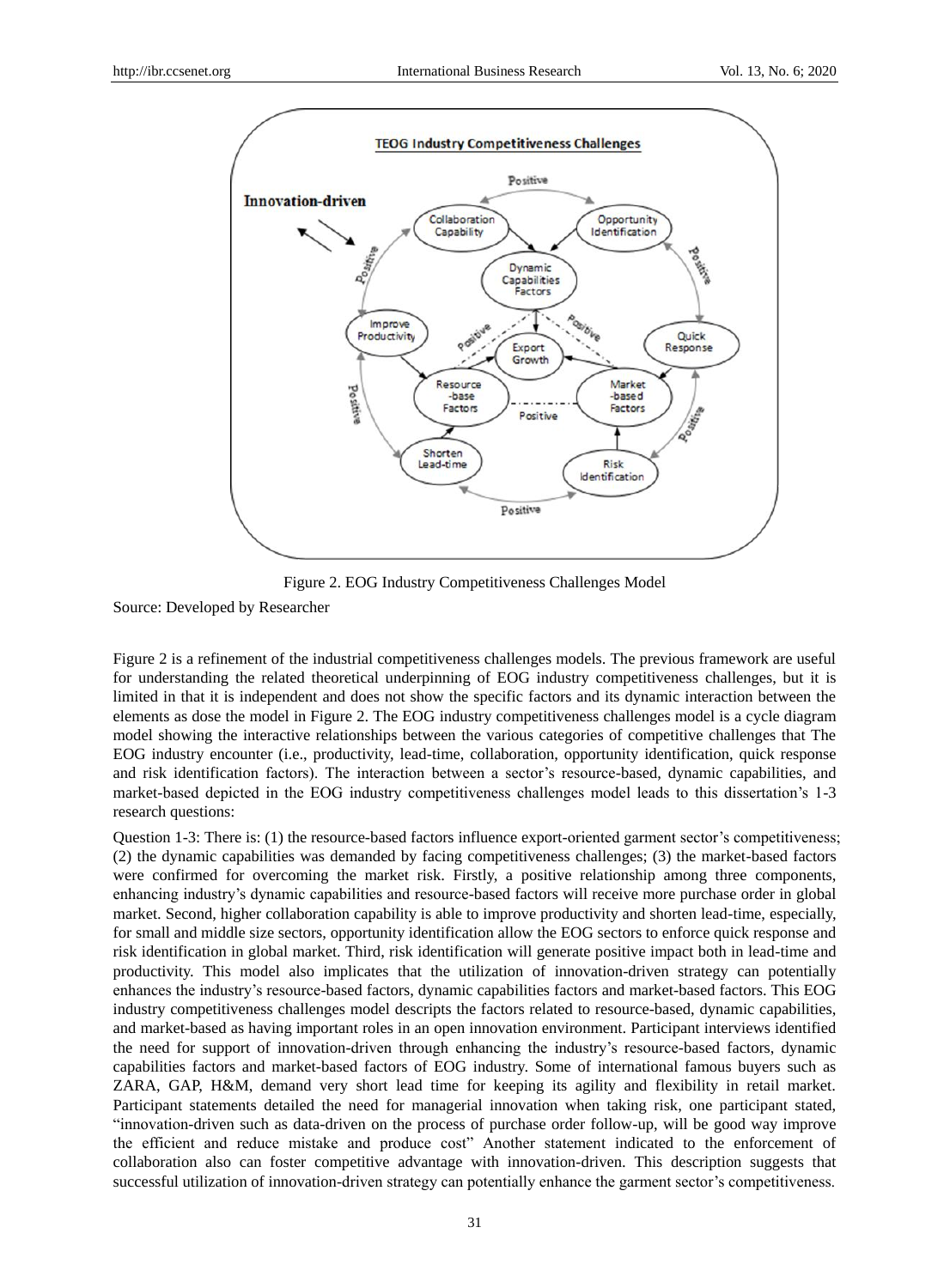Figure 2. EOG Industry Competitiveness Challenges Model

Source: Developed by Researcher

Figure 2 is a refinement of the industrial competitiveness challenges models. The previous framework are useful for understanding the related theoretical underpinning of EOG industry competitiveness challenges, but it is limited in that it is independent and does not show the specific factors and its dynamic interaction between the elements as dose the model in Figure 2. The EOG industry competitiveness challenges model is a cycle diagram model showing the interactive relationships between the various categories of competitive challenges that The EOG industry encounter (i.e., productivity, lead-time, collaboration, opportunity identification, quick response and risk identification factors). The interaction between a sector's resource-based, dynamic capabilities, and market-based depicted in the EOG industry competitiveness challenges model leads to this dissertation's 1-3 research questions:

Question 1-3: There is: (1) the resource-based factors influence export-oriented garment sector's competitiveness; (2) the dynamic capabilities was demanded by facing competitiveness challenges; (3) the market-based factors were confirmed for overcoming the market risk. Firstly, a positive relationship among three components, enhancing industry's dynamic capabilities and resource-based factors will receive more purchase order in global market. Second, higher collaboration capability is able to improve productivity and shorten lead-time, especially, for small and middle size sectors, opportunity identification allow the EOG sectors to enforce quick response and risk identification in global market. Third, risk identification will generate positive impact both in lead-time and productivity. This model also implicates that the utilization of innovation-driven strategy can potentially enhances the industry's resource-based factors, dynamic capabilities factors and market-based factors. This EOG industry competitiveness challenges model descripts the factors related to resource-based, dynamic capabilities, and market-based as having important roles in an open innovation environment. Participant interviews identified the need for support of innovation-driven through enhancing the industry's resource-based factors, dynamic capabilities factors and market-based factors of EOG industry. Some of international famous buyers such as ZARA, GAP, H&M, demand very short lead time for keeping its agility and flexibility in retail market. Participant statements detailed the need for managerial innovation when taking risk, one participant stated, "innovation-driven such as data-driven on the process of purchase order follow-up, will be good way improve the efficient and reduce mistake and produce cost" Another statement indicated to the enforcement of collaboration also can foster competitive advantage with innovation-driven. This description suggests that successful utilization of innovation-driven strategy can potentially enhance the garment sector's competitiveness.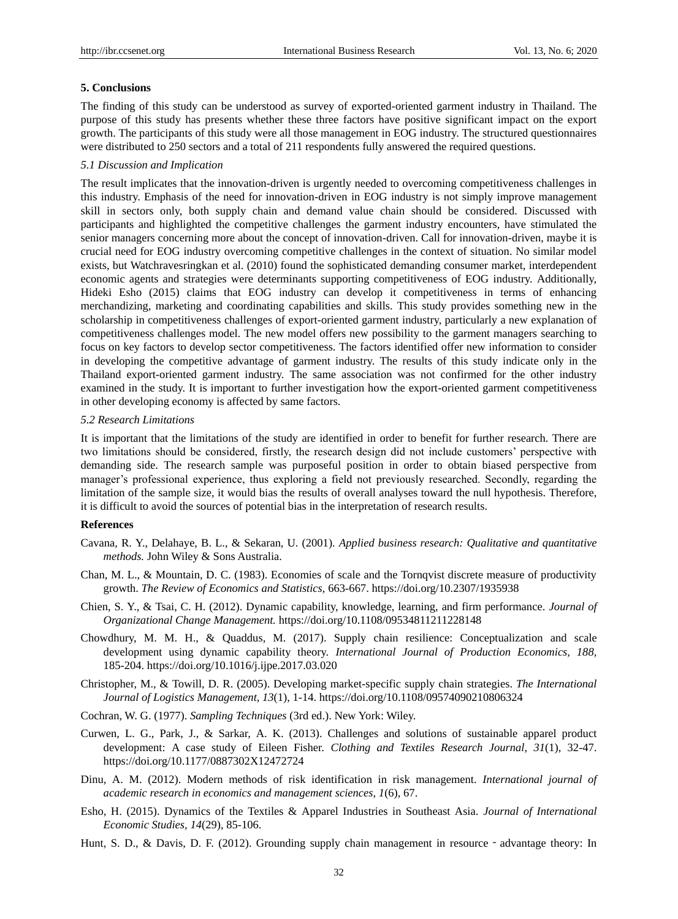## 5. Conclusions

The finding of this study can be understood as survey of exported-oriented garment industry in Thailand. The purpose of this study has presents whether these three factors have positive significant impact on the export growth. The participants of this study were all those management in EOG industry. The structured questionnaires were distributed to 250 sectors and a total of 211 respondents fully answered the required questions.

### *5.1 Discussion and Implication*

The result implicates that the innovation-driven is urgently needed to overcoming competitiveness challenges in this industry. Emphasis of the need for innovation-driven in EOG industry is not simply improve management skill in sectors only, both supply chain and demand value chain should be considered. Discussed with participants and highlighted the competitive challenges the garment industry encounters, have stimulated the senior managers concerning more about the concept of innovation-driven. Call for innovation-driven, maybe it is crucial need for EOG industry overcoming competitive challenges in the context of situation. No similar model exists, but Watchravesringkan et al. (2010) found the sophisticated demanding consumer market, interdependent economic agents and strategies were determinants supporting competitiveness of EOG industry. Additionally, Hideki Esho (2015) claims that EOG industry can develop it competitiveness in terms of enhancing merchandizing, marketing and coordinating capabilities and skills. This study provides something new in the scholarship in competitiveness challenges of export-oriented garment industry, particularly a new explanation of competitiveness challenges model. The new model offers new possibility to the garment managers searching to focus on key factors to develop sector competitiveness. The factors identified offer new information to consider in developing the competitive advantage of garment industry. The results of this study indicate only in the Thailand export-oriented garment industry. The same association was not confirmed for the other industry examined in the study. It is important to further investigation how the export-oriented garment competitiveness in other developing economy is affected by same factors.

### *5.2 Research Limitations*

It is important that the limitations of the study are identified in order to benefit for further research. There are two limitations should be considered, firstly, the research design did not include customers' perspective with demanding side. The research sample was purposeful position in order to obtain biased perspective from manager's professional experience, thus exploring a field not previously researched. Secondly, regarding the limitation of the sample size, it would bias the results of overall analyses toward the null hypothesis. Therefore, it is difficult to avoid the sources of potential bias in the interpretation of research results.

## References

Cavana, R. Y., Delahaye, B. L., & Sekaran, U. (2001). *Applied business research: Qualitative and quantitative methods.* John Wiley & Sons Australia.

Chan, M. L., & Mountain, D. C. (1983). Economies of scale and the Tornqvist discrete measure of productivity growth. *The Review of Economics and Statistics*, 663-667. https://doi.org/10.2307/1935938

Chien, S. Y., & Tsai, C. H. (2012). Dynamic capability, knowledge, learning, and firm performance. *Journal of Organizational Change Management.* https://doi.org/10.1108/09534811211228148

Chowdhury, M. M. H., & Quaddus, M. (2017). Supply chain resilience: Conceptualization and scale development using dynamic capability theory. *International Journal of Production Economics, 188*, 185-204. https://doi.org/10.1016/j.ijpe.2017.03.020

Christopher, M., & Towill, D. R. (2005). Developing market-specific supply chain strategies. *The International Journal of Logistics Management, 13*(1), 1-14. https://doi.org/10.1108/09574090210806324

Cochran, W. G. (1977). *Sampling Techniques* (3rd ed.). New York: Wiley.

Curwen, L. G., Park, J., & Sarkar, A. K. (2013). Challenges and solutions of sustainable apparel product development: A case study of Eileen Fisher. *Clothing and Textiles Research Journal, 31*(1), 32-47. https://doi.org/10.1177/0887302X12472724

Dinu, A. M. (2012). Modern methods of risk identification in risk management. *International journal of academic research in economics and management sciences, 1*(6), 67.

Esho, H. (2015). Dynamics of the Textiles & Apparel Industries in Southeast Asia. *Journal of International Economic Studies, 14*(29), 85-106.

Hunt, S. D., & Davis, D. F. (2012). Grounding supply chain management in resource - advantage theory: In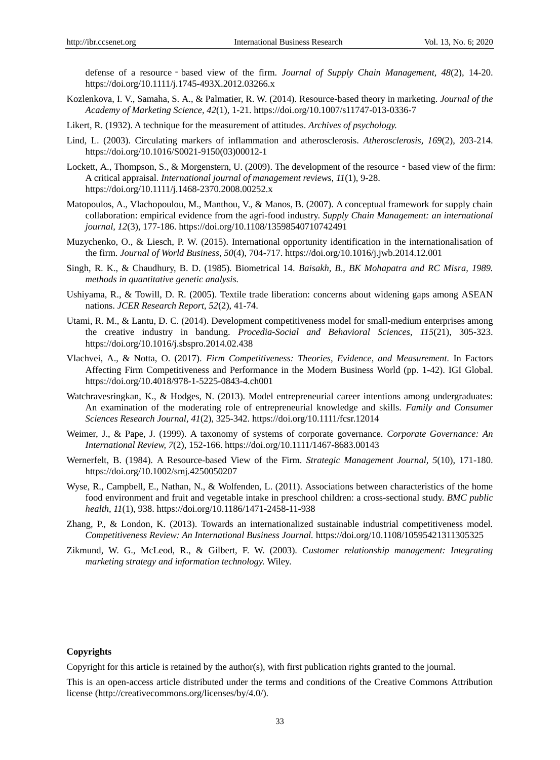defense of a resource‐based view of the firm. *Journal of Supply Chain Management, 48*(2), 14-20. https://doi.org/10.1111/j.1745-493X.2012.03266.x

Kozlenkova, I. V., Samaha, S. A., & Palmatier, R. W. (2014). Resource-based theory in marketing. *Journal of the Academy of Marketing Science, 42*(1), 1-21. https://doi.org/10.1007/s11747-013-0336-7

Likert, R. (1932). A technique for the measurement of attitudes. *Archives of psychology.*

Lind, L. (2003). Circulating markers of inflammation and atherosclerosis. *Atherosclerosis, 169*(2), 203-214. https://doi.org/10.1016/S0021-9150(03)00012-1

Lockett, A., Thompson, S., & Morgenstern, U. (2009). The development of the resource‐based view of the firm: A critical appraisal. *International journal of management reviews, 11*(1), 9-28. https://doi.org/10.1111/j.1468-2370.2008.00252.x

Matopoulos, A., Vlachopoulou, M., Manthou, V., & Manos, B. (2007). A conceptual framework for supply chain collaboration: empirical evidence from the agri-food industry. *Supply Chain Management: an international journal, 12*(3), 177-186. https://doi.org/10.1108/13598540710742491

Muzychenko, O., & Liesch, P. W. (2015). International opportunity identification in the internationalisation of the firm. *Journal of World Business, 50*(4), 704-717. https://doi.org/10.1016/j.jwb.2014.12.001

Singh, R. K., & Chaudhury, B. D. (1985). Biometrical 14. *Baisakh, B., BK Mohapatra and RC Misra, 1989. methods in quantitative genetic analysis.*

Ushiyama, R., & Towill, D. R. (2005). Textile trade liberation: concerns about widening gaps among ASEAN nations. *JCER Research Report, 52*(2), 41-74.

Utami, R. M., & Lantu, D. C. (2014). Development competitiveness model for small-medium enterprises among the creative industry in bandung. *Procedia-Social and Behavioral Sciences, 115*(21), 305-323. https://doi.org/10.1016/j.sbspro.2014.02.438

Vlachvei, A., & Notta, O. (2017). *Firm Competitiveness: Theories, Evidence, and Measurement.* In Factors Affecting Firm Competitiveness and Performance in the Modern Business World (pp. 1-42). IGI Global. https://doi.org/10.4018/978-1-5225-0843-4.ch001

Watchravesringkan, K., & Hodges, N. (2013). Model entrepreneurial career intentions among undergraduates: An examination of the moderating role of entrepreneurial knowledge and skills. *Family and Consumer Sciences Research Journal, 41*(2), 325-342. https://doi.org/10.1111/fcsr.12014

Weimer, J., & Pape, J. (1999). A taxonomy of systems of corporate governance. *Corporate Governance: An International Review, 7*(2), 152-166. https://doi.org/10.1111/1467-8683.00143

Wernerfelt, B. (1984). A Resource-based View of the Firm. *Strategic Management Journal, 5*(10), 171-180. https://doi.org/10.1002/smj.4250050207

Wyse, R., Campbell, E., Nathan, N., & Wolfenden, L. (2011). Associations between characteristics of the home food environment and fruit and vegetable intake in preschool children: a cross-sectional study. *BMC public health, 11*(1), 938. https://doi.org/10.1186/1471-2458-11-938

Zhang, P., & London, K. (2013). Towards an internationalized sustainable industrial competitiveness model. *Competitiveness Review: An International Business Journal.* https://doi.org/10.1108/10595421311305325

Zikmund, W. G., McLeod, R., & Gilbert, F. W. (2003). C*ustomer relationship management: Integrating marketing strategy and information technology.* Wiley.

**Copyrights**

Copyright for this article is retained by the author(s), with first publication rights granted to the journal.

This is an open-access article distributed under the terms and conditions of the Creative Commons Attribution license (http://creativecommons.org/licenses/by/4.0/).